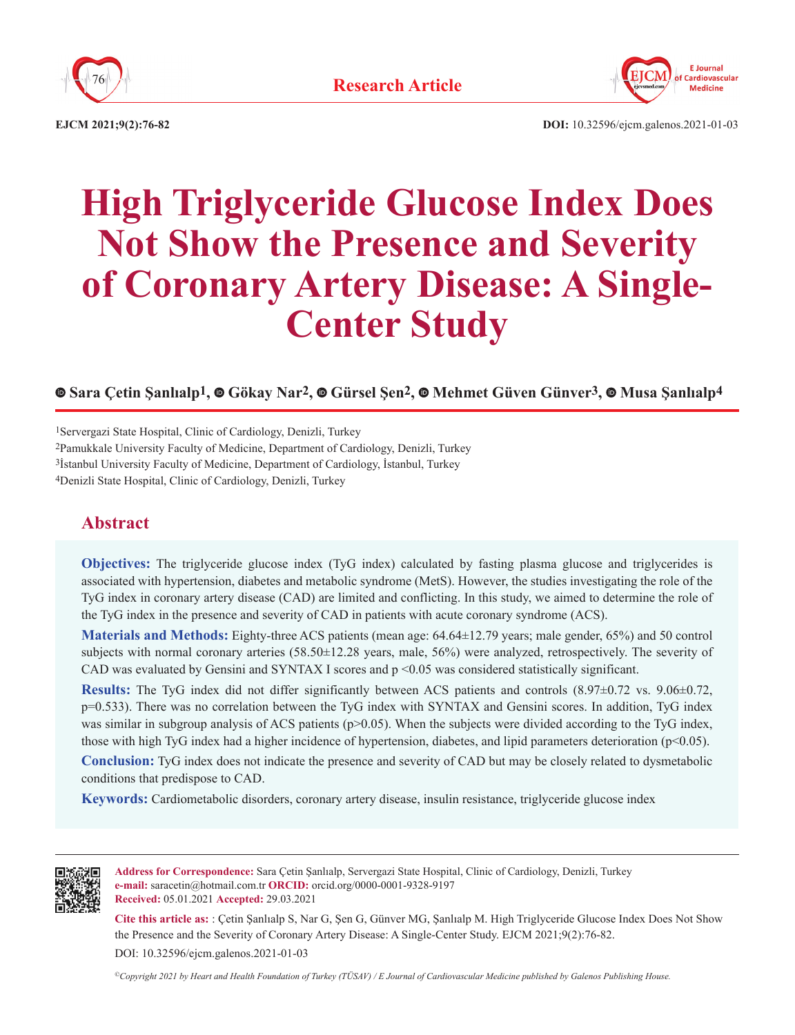Research Article

# High Triglyceride Glucose Index Does Not Show the Presence and Severity of Coronary Artery Disease: A Single-Center Study

**Sara Çetin Şanlıalp[1], Gökay Nar[2], Gürsel Şen[2], Mehmet Güven Günver[3], Musa Şanlıalp[4]**

[1]Servergazi State Hospital, Clinic of Cardiology, Denizli, Turkey
[2]Pamukkale University Faculty of Medicine, Department of Cardiology, Denizli, Turkey
[3]İstanbul University Faculty of Medicine, Department of Cardiology, İstanbul, Turkey
[4]Denizli State Hospital, Clinic of Cardiology, Denizli, Turkey

## Abstract

**Objectives:** The triglyceride glucose index (TyG index) calculated by fasting plasma glucose and triglycerides is associated with hypertension, diabetes and metabolic syndrome (MetS). However, the studies investigating the role of the TyG index in coronary artery disease (CAD) are limited and conflicting. In this study, we aimed to determine the role of the TyG index in the presence and severity of CAD in patients with acute coronary syndrome (ACS).

**Materials and Methods:** Eighty-three ACS patients (mean age: 64.64±12.79 years; male gender, 65%) and 50 control subjects with normal coronary arteries (58.50±12.28 years, male, 56%) were analyzed, retrospectively. The severity of CAD was evaluated by Gensini and SYNTAX I scores and p <0.05 was considered statistically significant.

**Results:** The TyG index did not differ significantly between ACS patients and controls (8.97±0.72 vs. 9.06±0.72, p=0.533). There was no correlation between the TyG index with SYNTAX and Gensini scores. In addition, TyG index was similar in subgroup analysis of ACS patients (p>0.05). When the subjects were divided according to the TyG index, those with high TyG index had a higher incidence of hypertension, diabetes, and lipid parameters deterioration (p<0.05).

**Conclusion:** TyG index does not indicate the presence and severity of CAD but may be closely related to dysmetabolic conditions that predispose to CAD.

**Keywords:** Cardiometabolic disorders, coronary artery disease, insulin resistance, triglyceride glucose index

**Address for Correspondence:** Sara Çetin Şanlıalp, Servergazi State Hospital, Clinic of Cardiology, Denizli, Turkey
**e-mail:** saracetin@hotmail.com.tr **ORCID:** orcid.org/0000-0001-9328-9197
**Received:** 05.01.2021 **Accepted:** 29.03.2021

**Cite this article as:** : Çetin Şanlıalp S, Nar G, Şen G, Günver MG, Şanlıalp M. High Triglyceride Glucose Index Does Not Show the Presence and the Severity of Coronary Artery Disease: A Single-Center Study. EJCM 2021;9(2):76-82.

DOI: 10.32596/ejcm.galenos.2021-01-03

*©Copyright 2021 by Heart and Health Foundation of Turkey (TÜSAV) / E Journal of Cardiovascular Medicine published by Galenos Publishing House.*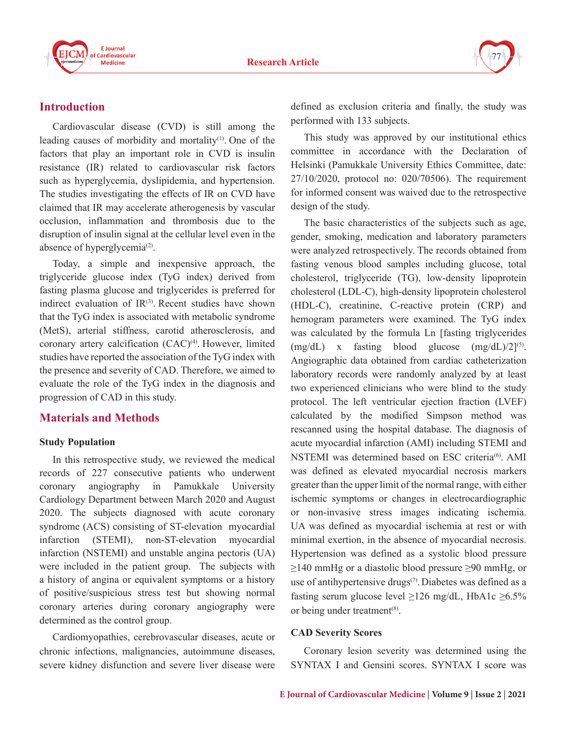## Introduction

Cardiovascular disease (CVD) is still among the leading causes of morbidity and mortality[1]. One of the factors that play an important role in CVD is insulin resistance (IR) related to cardiovascular risk factors such as hyperglycemia, dyslipidemia, and hypertension. The studies investigating the effects of IR on CVD have claimed that IR may accelerate atherogenesis by vascular occlusion, inflammation and thrombosis due to the disruption of insulin signal at the cellular level even in the absence of hyperglycemia[2].

Today, a simple and inexpensive approach, the triglyceride glucose index (TyG index) derived from fasting plasma glucose and triglycerides is preferred for indirect evaluation of IR[3]. Recent studies have shown that the TyG index is associated with metabolic syndrome (MetS), arterial stiffness, carotid atherosclerosis, and coronary artery calcification (CAC)[4]. However, limited studies have reported the association of the TyG index with the presence and severity of CAD. Therefore, we aimed to evaluate the role of the TyG index in the diagnosis and progression of CAD in this study.

## Materials and Methods

### Study Population

In this retrospective study, we reviewed the medical records of 227 consecutive patients who underwent coronary angiography in Pamukkale University Cardiology Department between March 2020 and August 2020. The subjects diagnosed with acute coronary syndrome (ACS) consisting of ST-elevation myocardial infarction (STEMI), non-ST-elevation myocardial infarction (NSTEMI) and unstable angina pectoris (UA) were included in the patient group. The subjects with a history of angina or equivalent symptoms or a history of positive/suspicious stress test but showing normal coronary arteries during coronary angiography were determined as the control group.

Cardiomyopathies, cerebrovascular diseases, acute or chronic infections, malignancies, autoimmune diseases, severe kidney disfunction and severe liver disease were defined as exclusion criteria and finally, the study was performed with 133 subjects.

This study was approved by our institutional ethics committee in accordance with the Declaration of Helsinki (Pamukkale University Ethics Committee, date: 27/10/2020, protocol no: 020/70506). The requirement for informed consent was waived due to the retrospective design of the study.

The basic characteristics of the subjects such as age, gender, smoking, medication and laboratory parameters were analyzed retrospectively. The records obtained from fasting venous blood samples including glucose, total cholesterol, triglyceride (TG), low-density lipoprotein cholesterol (LDL-C), high-density lipoprotein cholesterol (HDL-C), creatinine, C-reactive protein (CRP) and hemogram parameters were examined. The TyG index was calculated by the formula Ln [fasting triglycerides (mg/dL) x fasting blood glucose (mg/dL)/2][5]. Angiographic data obtained from cardiac catheterization laboratory records were randomly analyzed by at least two experienced clinicians who were blind to the study protocol. The left ventricular ejection fraction (LVEF) calculated by the modified Simpson method was rescanned using the hospital database. The diagnosis of acute myocardial infarction (AMI) including STEMI and NSTEMI was determined based on ESC criteria[6]. AMI was defined as elevated myocardial necrosis markers greater than the upper limit of the normal range, with either ischemic symptoms or changes in electrocardiographic or non-invasive stress images indicating ischemia. UA was defined as myocardial ischemia at rest or with minimal exertion, in the absence of myocardial necrosis. Hypertension was defined as a systolic blood pressure ≥140 mmHg or a diastolic blood pressure ≥90 mmHg, or use of antihypertensive drugs[7]. Diabetes was defined as a fasting serum glucose level ≥126 mg/dL, HbA1c ≥6.5% or being under treatment[8].

### CAD Severity Scores

Coronary lesion severity was determined using the SYNTAX I and Gensini scores. SYNTAX I score was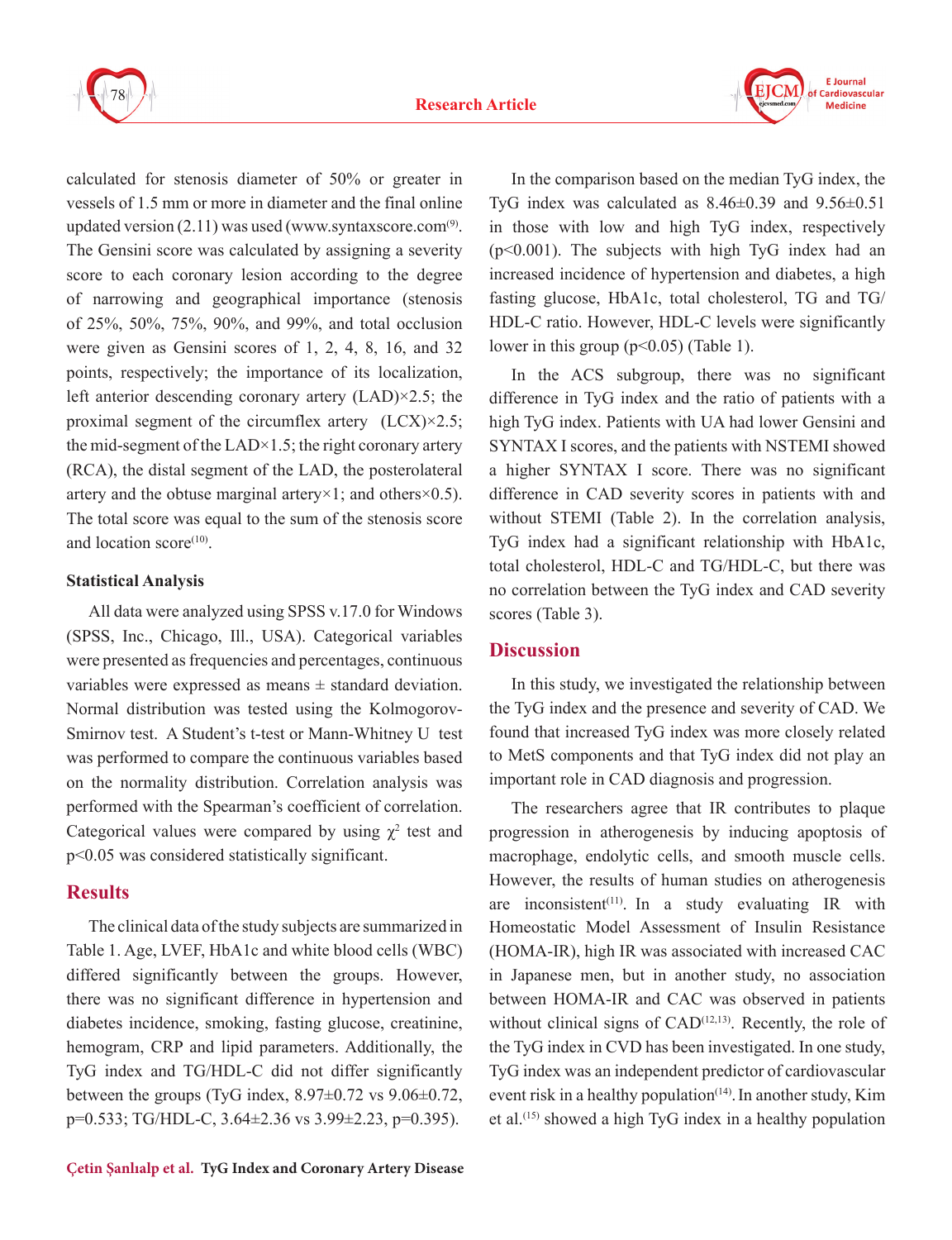calculated for stenosis diameter of 50% or greater in vessels of 1.5 mm or more in diameter and the final online updated version (2.11) was used (www.syntaxscore.com[9]. The Gensini score was calculated by assigning a severity score to each coronary lesion according to the degree of narrowing and geographical importance (stenosis of 25%, 50%, 75%, 90%, and 99%, and total occlusion were given as Gensini scores of 1, 2, 4, 8, 16, and 32 points, respectively; the importance of its localization, left anterior descending coronary artery (LAD)×2.5; the proximal segment of the circumflex artery (LCX)×2.5; the mid-segment of the LAD×1.5; the right coronary artery (RCA), the distal segment of the LAD, the posterolateral artery and the obtuse marginal artery×1; and others×0.5). The total score was equal to the sum of the stenosis score and location score[10].

### Statistical Analysis

All data were analyzed using SPSS v.17.0 for Windows (SPSS, Inc., Chicago, Ill., USA). Categorical variables were presented as frequencies and percentages, continuous variables were expressed as means ± standard deviation. Normal distribution was tested using the Kolmogorov-Smirnov test. A Student's t-test or Mann-Whitney U test was performed to compare the continuous variables based on the normality distribution. Correlation analysis was performed with the Spearman's coefficient of correlation. Categorical values were compared by using $\chi^2$ test and $p<0.05$ was considered statistically significant.

## Results

The clinical data of the study subjects are summarized in Table 1. Age, LVEF, HbA1c and white blood cells (WBC) differed significantly between the groups. However, there was no significant difference in hypertension and diabetes incidence, smoking, fasting glucose, creatinine, hemogram, CRP and lipid parameters. Additionally, the TyG index and TG/HDL-C did not differ significantly between the groups (TyG index, 8.97±0.72 vs 9.06±0.72, p=0.533; TG/HDL-C, 3.64±2.36 vs 3.99±2.23, p=0.395).

In the comparison based on the median TyG index, the TyG index was calculated as 8.46±0.39 and 9.56±0.51 in those with low and high TyG index, respectively ($p<0.001$). The subjects with high TyG index had an increased incidence of hypertension and diabetes, a high fasting glucose, HbA1c, total cholesterol, TG and TG/HDL-C ratio. However, HDL-C levels were significantly lower in this group ($p<0.05$) (Table 1).

In the ACS subgroup, there was no significant difference in TyG index and the ratio of patients with a high TyG index. Patients with UA had lower Gensini and SYNTAX I scores, and the patients with NSTEMI showed a higher SYNTAX I score. There was no significant difference in CAD severity scores in patients with and without STEMI (Table 2). In the correlation analysis, TyG index had a significant relationship with HbA1c, total cholesterol, HDL-C and TG/HDL-C, but there was no correlation between the TyG index and CAD severity scores (Table 3).

## Discussion

In this study, we investigated the relationship between the TyG index and the presence and severity of CAD. We found that increased TyG index was more closely related to MetS components and that TyG index did not play an important role in CAD diagnosis and progression.

The researchers agree that IR contributes to plaque progression in atherogenesis by inducing apoptosis of macrophage, endolytic cells, and smooth muscle cells. However, the results of human studies on atherogenesis are inconsistent[11]. In a study evaluating IR with Homeostatic Model Assessment of Insulin Resistance (HOMA-IR), high IR was associated with increased CAC in Japanese men, but in another study, no association between HOMA-IR and CAC was observed in patients without clinical signs of CAD[12,13]. Recently, the role of the TyG index in CVD has been investigated. In one study, TyG index was an independent predictor of cardiovascular event risk in a healthy population[14]. In another study, Kim et al.[15] showed a high TyG index in a healthy population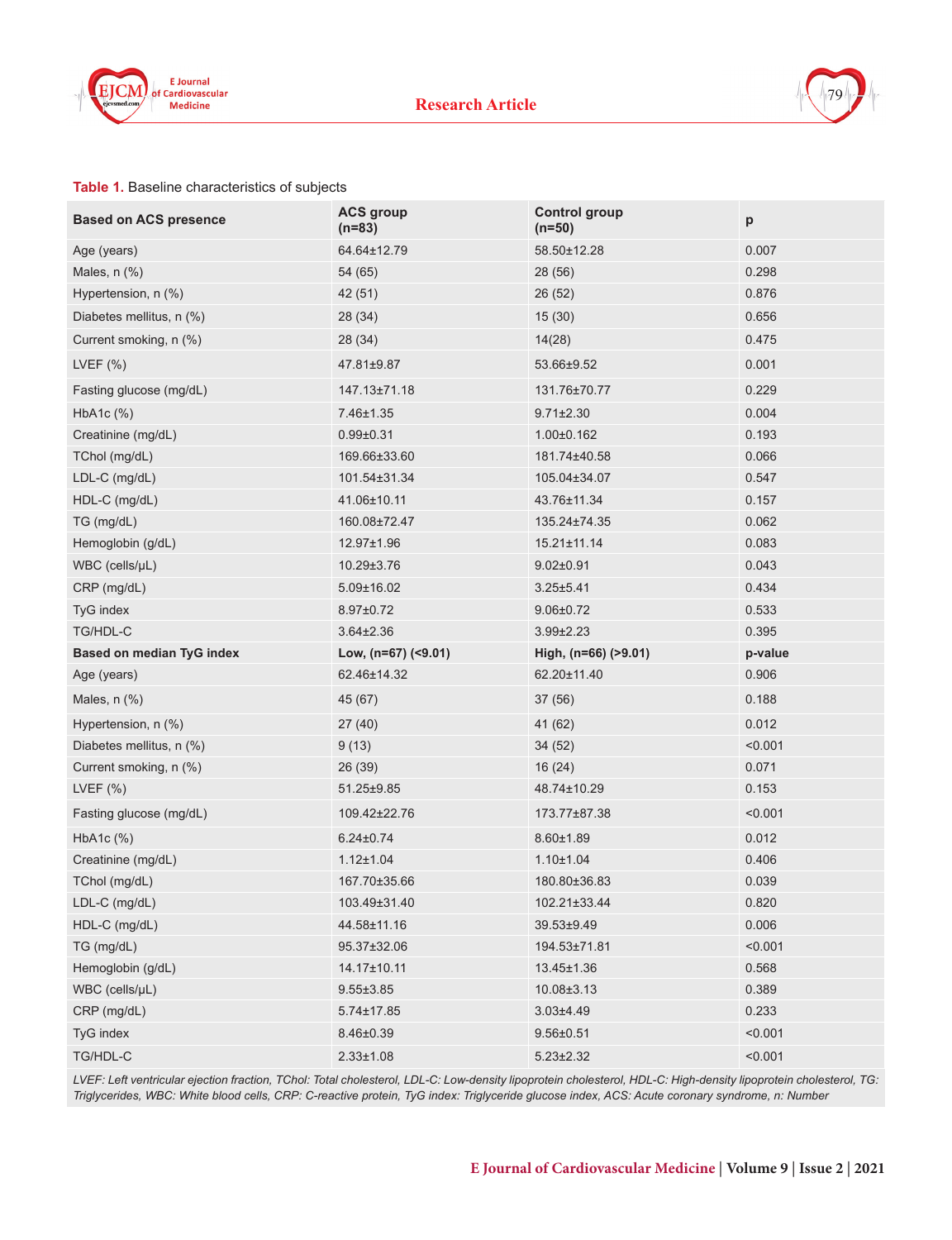**Table 1.** Baseline characteristics of subjects

| Based on ACS presence | ACS group (n=83) | Control group (n=50) | p |
|---|---|---|---|
| Age (years) | 64.64±12.79 | 58.50±12.28 | 0.007 |
| Males, n (%) | 54 (65) | 28 (56) | 0.298 |
| Hypertension, n (%) | 42 (51) | 26 (52) | 0.876 |
| Diabetes mellitus, n (%) | 28 (34) | 15 (30) | 0.656 |
| Current smoking, n (%) | 28 (34) | 14(28) | 0.475 |
| LVEF (%) | 47.81±9.87 | 53.66±9.52 | 0.001 |
| Fasting glucose (mg/dL) | 147.13±71.18 | 131.76±70.77 | 0.229 |
| HbA1c (%) | 7.46±1.35 | 9.71±2.30 | 0.004 |
| Creatinine (mg/dL) | 0.99±0.31 | 1.00±0.162 | 0.193 |
| TChol (mg/dL) | 169.66±33.60 | 181.74±40.58 | 0.066 |
| LDL-C (mg/dL) | 101.54±31.34 | 105.04±34.07 | 0.547 |
| HDL-C (mg/dL) | 41.06±10.11 | 43.76±11.34 | 0.157 |
| TG (mg/dL) | 160.08±72.47 | 135.24±74.35 | 0.062 |
| Hemoglobin (g/dL) | 12.97±1.96 | 15.21±11.14 | 0.083 |
| WBC (cells/μL) | 10.29±3.76 | 9.02±0.91 | 0.043 |
| CRP (mg/dL) | 5.09±16.02 | 3.25±5.41 | 0.434 |
| TyG index | 8.97±0.72 | 9.06±0.72 | 0.533 |
| TG/HDL-C | 3.64±2.36 | 3.99±2.23 | 0.395 |
| **Based on median TyG index** | **Low, (n=67) (<9.01)** | **High, (n=66) (>9.01)** | **p-value** |
| Age (years) | 62.46±14.32 | 62.20±11.40 | 0.906 |
| Males, n (%) | 45 (67) | 37 (56) | 0.188 |
| Hypertension, n (%) | 27 (40) | 41 (62) | 0.012 |
| Diabetes mellitus, n (%) | 9 (13) | 34 (52) | <0.001 |
| Current smoking, n (%) | 26 (39) | 16 (24) | 0.071 |
| LVEF (%) | 51.25±9.85 | 48.74±10.29 | 0.153 |
| Fasting glucose (mg/dL) | 109.42±22.76 | 173.77±87.38 | <0.001 |
| HbA1c (%) | 6.24±0.74 | 8.60±1.89 | 0.012 |
| Creatinine (mg/dL) | 1.12±1.04 | 1.10±1.04 | 0.406 |
| TChol (mg/dL) | 167.70±35.66 | 180.80±36.83 | 0.039 |
| LDL-C (mg/dL) | 103.49±31.40 | 102.21±33.44 | 0.820 |
| HDL-C (mg/dL) | 44.58±11.16 | 39.53±9.49 | 0.006 |
| TG (mg/dL) | 95.37±32.06 | 194.53±71.81 | <0.001 |
| Hemoglobin (g/dL) | 14.17±10.11 | 13.45±1.36 | 0.568 |
| WBC (cells/μL) | 9.55±3.85 | 10.08±3.13 | 0.389 |
| CRP (mg/dL) | 5.74±17.85 | 3.03±4.49 | 0.233 |
| TyG index | 8.46±0.39 | 9.56±0.51 | <0.001 |
| TG/HDL-C | 2.33±1.08 | 5.23±2.32 | <0.001 |

*LVEF: Left ventricular ejection fraction, TChol: Total cholesterol, LDL-C: Low-density lipoprotein cholesterol, HDL-C: High-density lipoprotein cholesterol, TG: Triglycerides, WBC: White blood cells, CRP: C-reactive protein, TyG index: Triglyceride glucose index, ACS: Acute coronary syndrome, n: Number*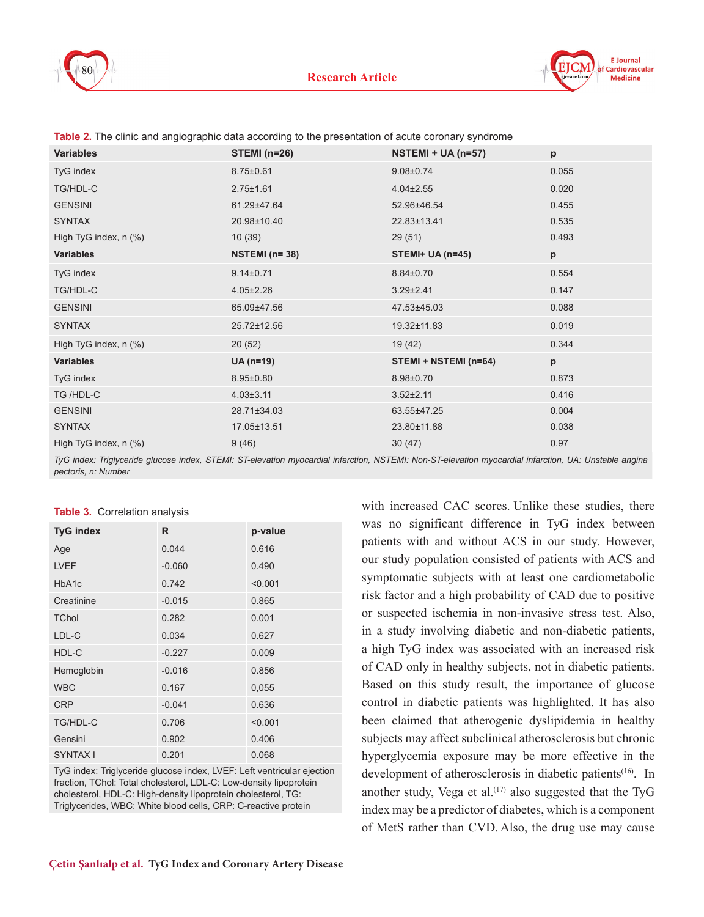**Table 2.** The clinic and angiographic data according to the presentation of acute coronary syndrome

| Variables | STEMI (n=26) | NSTEMI + UA (n=57) | p |
|---|---|---|---|
| TyG index | 8.75±0.61 | 9.08±0.74 | 0.055 |
| TG/HDL-C | 2.75±1.61 | 4.04±2.55 | 0.020 |
| GENSINI | 61.29±47.64 | 52.96±46.54 | 0.455 |
| SYNTAX | 20.98±10.40 | 22.83±13.41 | 0.535 |
| High TyG index, n (%) | 10 (39) | 29 (51) | 0.493 |
| **Variables** | **NSTEMI (n= 38)** | **STEMI+ UA (n=45)** | **p** |
| TyG index | 9.14±0.71 | 8.84±0.70 | 0.554 |
| TG/HDL-C | 4.05±2.26 | 3.29±2.41 | 0.147 |
| GENSINI | 65.09±47.56 | 47.53±45.03 | 0.088 |
| SYNTAX | 25.72±12.56 | 19.32±11.83 | 0.019 |
| High TyG index, n (%) | 20 (52) | 19 (42) | 0.344 |
| **Variables** | **UA (n=19)** | **STEMI + NSTEMI (n=64)** | **p** |
| TyG index | 8.95±0.80 | 8.98±0.70 | 0.873 |
| TG /HDL-C | 4.03±3.11 | 3.52±2.11 | 0.416 |
| GENSINI | 28.71±34.03 | 63.55±47.25 | 0.004 |
| SYNTAX | 17.05±13.51 | 23.80±11.88 | 0.038 |
| High TyG index, n (%) | 9 (46) | 30 (47) | 0.97 |

*TyG index: Triglyceride glucose index, STEMI: ST-elevation myocardial infarction, NSTEMI: Non-ST-elevation myocardial infarction, UA: Unstable angina pectoris, n: Number*

**Table 3.** Correlation analysis

| TyG index | R | p-value |
|---|---|---|
| Age | 0.044 | 0.616 |
| LVEF | -0.060 | 0.490 |
| HbA1c | 0.742 | <0.001 |
| Creatinine | -0.015 | 0.865 |
| TChol | 0.282 | 0.001 |
| LDL-C | 0.034 | 0.627 |
| HDL-C | -0.227 | 0.009 |
| Hemoglobin | -0.016 | 0.856 |
| WBC | 0.167 | 0,055 |
| CRP | -0.041 | 0.636 |
| TG/HDL-C | 0.706 | <0.001 |
| Gensini | 0.902 | 0.406 |
| SYNTAX I | 0.201 | 0.068 |

TyG index: Triglyceride glucose index, LVEF: Left ventricular ejection fraction, TChol: Total cholesterol, LDL-C: Low-density lipoprotein cholesterol, HDL-C: High-density lipoprotein cholesterol, TG: Triglycerides, WBC: White blood cells, CRP: C-reactive protein

with increased CAC scores. Unlike these studies, there was no significant difference in TyG index between patients with and without ACS in our study. However, our study population consisted of patients with ACS and symptomatic subjects with at least one cardiometabolic risk factor and a high probability of CAD due to positive or suspected ischemia in non-invasive stress test. Also, in a study involving diabetic and non-diabetic patients, a high TyG index was associated with an increased risk of CAD only in healthy subjects, not in diabetic patients. Based on this study result, the importance of glucose control in diabetic patients was highlighted. It has also been claimed that atherogenic dyslipidemia in healthy subjects may affect subclinical atherosclerosis but chronic hyperglycemia exposure may be more effective in the development of atherosclerosis in diabetic patients[16]. In another study, Vega et al.[17] also suggested that the TyG index may be a predictor of diabetes, which is a component of MetS rather than CVD. Also, the drug use may cause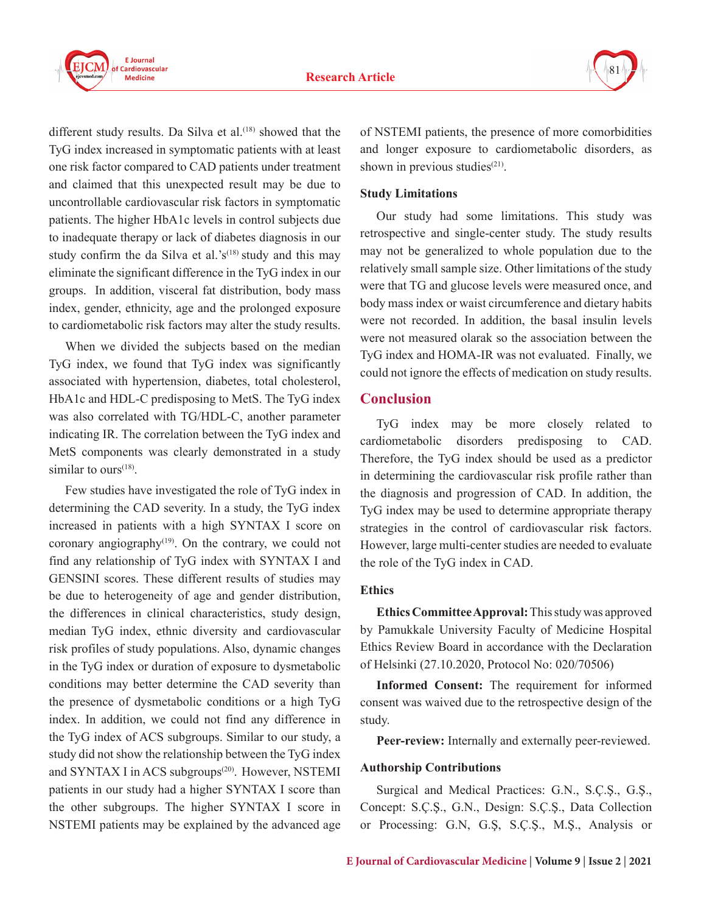different study results. Da Silva et al.[18] showed that the TyG index increased in symptomatic patients with at least one risk factor compared to CAD patients under treatment and claimed that this unexpected result may be due to uncontrollable cardiovascular risk factors in symptomatic patients. The higher HbA1c levels in control subjects due to inadequate therapy or lack of diabetes diagnosis in our study confirm the da Silva et al.'s[18] study and this may eliminate the significant difference in the TyG index in our groups. In addition, visceral fat distribution, body mass index, gender, ethnicity, age and the prolonged exposure to cardiometabolic risk factors may alter the study results.

When we divided the subjects based on the median TyG index, we found that TyG index was significantly associated with hypertension, diabetes, total cholesterol, HbA1c and HDL-C predisposing to MetS. The TyG index was also correlated with TG/HDL-C, another parameter indicating IR. The correlation between the TyG index and MetS components was clearly demonstrated in a study similar to ours[18].

Few studies have investigated the role of TyG index in determining the CAD severity. In a study, the TyG index increased in patients with a high SYNTAX I score on coronary angiography[19]. On the contrary, we could not find any relationship of TyG index with SYNTAX I and GENSINI scores. These different results of studies may be due to heterogeneity of age and gender distribution, the differences in clinical characteristics, study design, median TyG index, ethnic diversity and cardiovascular risk profiles of study populations. Also, dynamic changes in the TyG index or duration of exposure to dysmetabolic conditions may better determine the CAD severity than the presence of dysmetabolic conditions or a high TyG index. In addition, we could not find any difference in the TyG index of ACS subgroups. Similar to our study, a study did not show the relationship between the TyG index and SYNTAX I in ACS subgroups[20]. However, NSTEMI patients in our study had a higher SYNTAX I score than the other subgroups. The higher SYNTAX I score in NSTEMI patients may be explained by the advanced age of NSTEMI patients, the presence of more comorbidities and longer exposure to cardiometabolic disorders, as shown in previous studies[21].

### Study Limitations

Our study had some limitations. This study was retrospective and single-center study. The study results may not be generalized to whole population due to the relatively small sample size. Other limitations of the study were that TG and glucose levels were measured once, and body mass index or waist circumference and dietary habits were not recorded. In addition, the basal insulin levels were not measured olarak so the association between the TyG index and HOMA-IR was not evaluated. Finally, we could not ignore the effects of medication on study results.

## Conclusion

TyG index may be more closely related to cardiometabolic disorders predisposing to CAD. Therefore, the TyG index should be used as a predictor in determining the cardiovascular risk profile rather than the diagnosis and progression of CAD. In addition, the TyG index may be used to determine appropriate therapy strategies in the control of cardiovascular risk factors. However, large multi-center studies are needed to evaluate the role of the TyG index in CAD.

### Ethics

**Ethics Committee Approval:** This study was approved by Pamukkale University Faculty of Medicine Hospital Ethics Review Board in accordance with the Declaration of Helsinki (27.10.2020, Protocol No: 020/70506)

**Informed Consent:** The requirement for informed consent was waived due to the retrospective design of the study.

**Peer-review:** Internally and externally peer-reviewed.

### Authorship Contributions

Surgical and Medical Practices: G.N., S.Ç.Ş., G.Ş., Concept: S.Ç.Ş., G.N., Design: S.Ç.Ş., Data Collection or Processing: G.N, G.Ş, S.Ç.Ş., M.Ş., Analysis or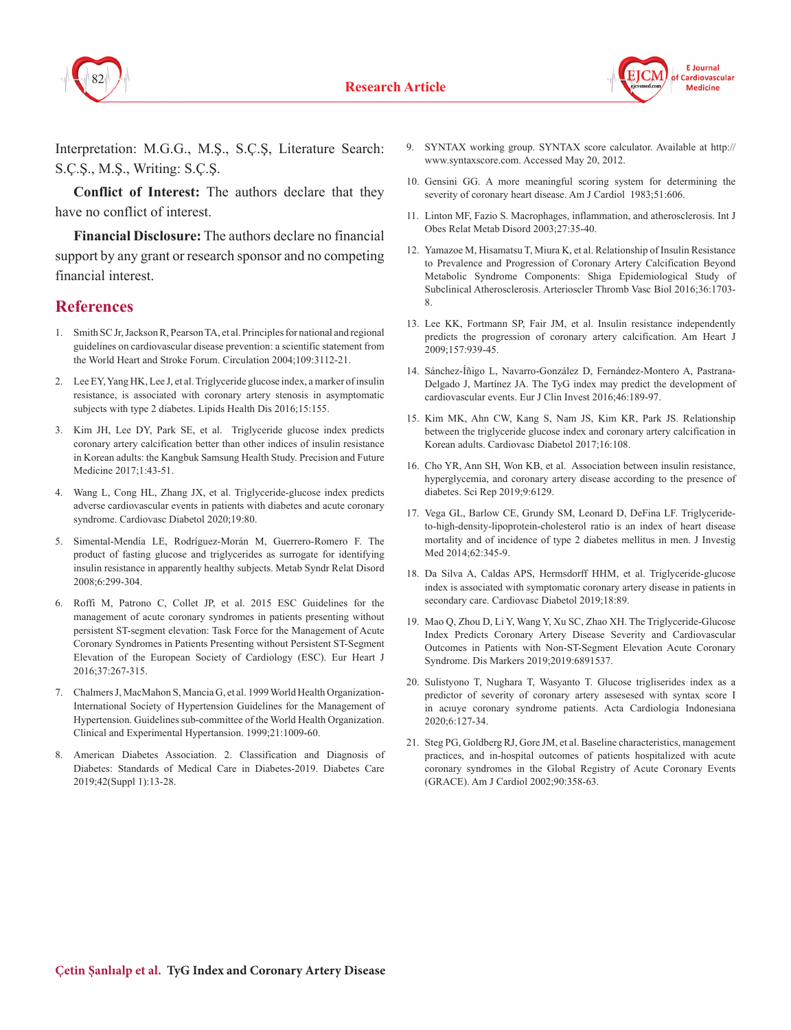Interpretation: M.G.G., M.Ş., S.Ç.Ş, Literature Search: S.Ç.Ş., M.Ş., Writing: S.Ç.Ş.

**Conflict of Interest:** The authors declare that they have no conflict of interest.

**Financial Disclosure:** The authors declare no financial support by any grant or research sponsor and no competing financial interest.

## References

1. Smith SC Jr, Jackson R, Pearson TA, et al. Principles for national and regional guidelines on cardiovascular disease prevention: a scientific statement from the World Heart and Stroke Forum. Circulation 2004;109:3112-21.
2. Lee EY, Yang HK, Lee J, et al. Triglyceride glucose index, a marker of insulin resistance, is associated with coronary artery stenosis in asymptomatic subjects with type 2 diabetes. Lipids Health Dis 2016;15:155.
3. Kim JH, Lee DY, Park SE, et al. Triglyceride glucose index predicts coronary artery calcification better than other indices of insulin resistance in Korean adults: the Kangbuk Samsung Health Study. Precision and Future Medicine 2017;1:43-51.
4. Wang L, Cong HL, Zhang JX, et al. Triglyceride-glucose index predicts adverse cardiovascular events in patients with diabetes and acute coronary syndrome. Cardiovasc Diabetol 2020;19:80.
5. Simental-Mendía LE, Rodríguez-Morán M, Guerrero-Romero F. The product of fasting glucose and triglycerides as surrogate for identifying insulin resistance in apparently healthy subjects. Metab Syndr Relat Disord 2008;6:299-304.
6. Roffi M, Patrono C, Collet JP, et al. 2015 ESC Guidelines for the management of acute coronary syndromes in patients presenting without persistent ST-segment elevation: Task Force for the Management of Acute Coronary Syndromes in Patients Presenting without Persistent ST-Segment Elevation of the European Society of Cardiology (ESC). Eur Heart J 2016;37:267-315.
7. Chalmers J, MacMahon S, Mancia G, et al. 1999 World Health Organization-International Society of Hypertension Guidelines for the Management of Hypertension. Guidelines sub-committee of the World Health Organization. Clinical and Experimental Hypertension. 1999;21:1009-60.
8. American Diabetes Association. 2. Classification and Diagnosis of Diabetes: Standards of Medical Care in Diabetes-2019. Diabetes Care 2019;42(Suppl 1):13-28.
9. SYNTAX working group. SYNTAX score calculator. Available at http://www.syntaxscore.com. Accessed May 20, 2012.
10. Gensini GG. A more meaningful scoring system for determining the severity of coronary heart disease. Am J Cardiol 1983;51:606.
11. Linton MF, Fazio S. Macrophages, inflammation, and atherosclerosis. Int J Obes Relat Metab Disord 2003;27:35-40.
12. Yamazoe M, Hisamatsu T, Miura K, et al. Relationship of Insulin Resistance to Prevalence and Progression of Coronary Artery Calcification Beyond Metabolic Syndrome Components: Shiga Epidemiological Study of Subclinical Atherosclerosis. Arterioscler Thromb Vasc Biol 2016;36:1703-8.
13. Lee KK, Fortmann SP, Fair JM, et al. Insulin resistance independently predicts the progression of coronary artery calcification. Am Heart J 2009;157:939-45.
14. Sánchez-Íñigo L, Navarro-González D, Fernández-Montero A, Pastrana-Delgado J, Martínez JA. The TyG index may predict the development of cardiovascular events. Eur J Clin Invest 2016;46:189-97.
15. Kim MK, Ahn CW, Kang S, Nam JS, Kim KR, Park JS. Relationship between the triglyceride glucose index and coronary artery calcification in Korean adults. Cardiovasc Diabetol 2017;16:108.
16. Cho YR, Ann SH, Won KB, et al. Association between insulin resistance, hyperglycemia, and coronary artery disease according to the presence of diabetes. Sci Rep 2019;9:6129.
17. Vega GL, Barlow CE, Grundy SM, Leonard D, DeFina LF. Triglyceride-to-high-density-lipoprotein-cholesterol ratio is an index of heart disease mortality and of incidence of type 2 diabetes mellitus in men. J Investig Med 2014;62:345-9.
18. Da Silva A, Caldas APS, Hermsdorff HHM, et al. Triglyceride-glucose index is associated with symptomatic coronary artery disease in patients in secondary care. Cardiovasc Diabetol 2019;18:89.
19. Mao Q, Zhou D, Li Y, Wang Y, Xu SC, Zhao XH. The Triglyceride-Glucose Index Predicts Coronary Artery Disease Severity and Cardiovascular Outcomes in Patients with Non-ST-Segment Elevation Acute Coronary Syndrome. Dis Markers 2019;2019:6891537.
20. Sulistyono T, Nughara T, Wasyanto T. Glucose trigliserides index as a predictor of severity of coronary artery assesesed with syntax score I in acuye coronary syndrome patients. Acta Cardiologia Indonesiana 2020;6:127-34.
21. Steg PG, Goldberg RJ, Gore JM, et al. Baseline characteristics, management practices, and in-hospital outcomes of patients hospitalized with acute coronary syndromes in the Global Registry of Acute Coronary Events (GRACE). Am J Cardiol 2002;90:358-63.